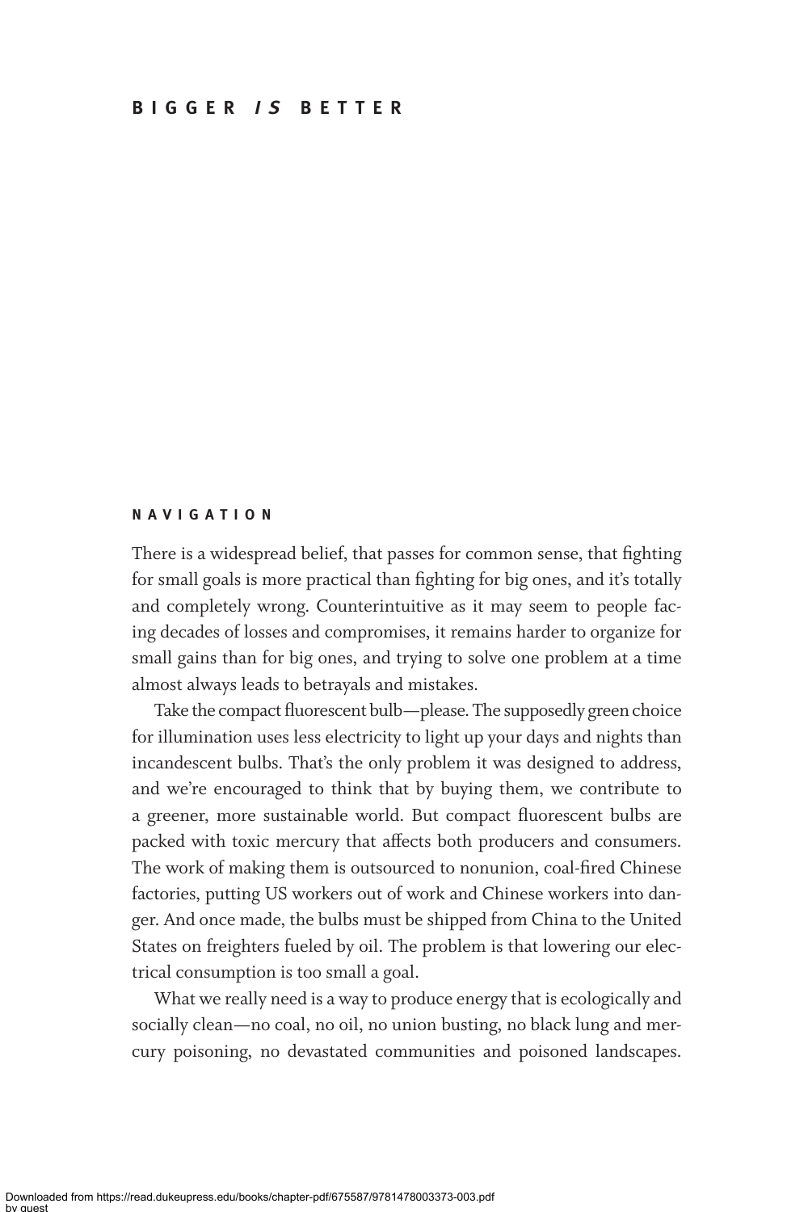# BIGGER *IS* BETTER

## NAVIGATION

There is a widespread belief, that passes for common sense, that fighting for small goals is more practical than fighting for big ones, and it's totally and completely wrong. Counterintuitive as it may seem to people facing decades of losses and compromises, it remains harder to organize for small gains than for big ones, and trying to solve one problem at a time almost always leads to betrayals and mistakes.

Take the compact fluorescent bulb—please. The supposedly green choice for illumination uses less electricity to light up your days and nights than incandescent bulbs. That's the only problem it was designed to address, and we're encouraged to think that by buying them, we contribute to a greener, more sustainable world. But compact fluorescent bulbs are packed with toxic mercury that affects both producers and consumers. The work of making them is outsourced to nonunion, coal-fired Chinese factories, putting US workers out of work and Chinese workers into danger. And once made, the bulbs must be shipped from China to the United States on freighters fueled by oil. The problem is that lowering our electrical consumption is too small a goal.

What we really need is a way to produce energy that is ecologically and socially clean—no coal, no oil, no union busting, no black lung and mercury poisoning, no devastated communities and poisoned landscapes.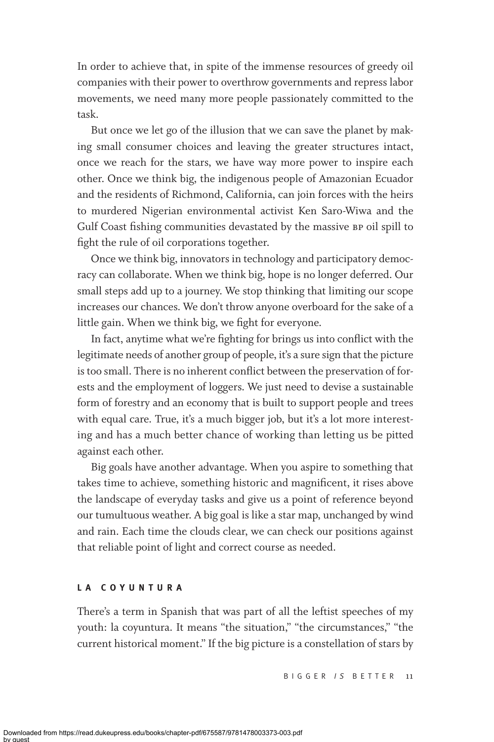In order to achieve that, in spite of the immense resources of greedy oil companies with their power to overthrow governments and repress labor movements, we need many more people passionately committed to the task.

But once we let go of the illusion that we can save the planet by making small consumer choices and leaving the greater structures intact, once we reach for the stars, we have way more power to inspire each other. Once we think big, the indigenous people of Amazonian Ecuador and the residents of Richmond, California, can join forces with the heirs to murdered Nigerian environmental activist Ken Saro-Wiwa and the Gulf Coast fishing communities devastated by the massive BP oil spill to fight the rule of oil corporations together.

Once we think big, innovators in technology and participatory democracy can collaborate. When we think big, hope is no longer deferred. Our small steps add up to a journey. We stop thinking that limiting our scope increases our chances. We don't throw anyone overboard for the sake of a little gain. When we think big, we fight for everyone.

In fact, anytime what we're fighting for brings us into conflict with the legitimate needs of another group of people, it's a sure sign that the picture is too small. There is no inherent conflict between the preservation of forests and the employment of loggers. We just need to devise a sustainable form of forestry and an economy that is built to support people and trees with equal care. True, it's a much bigger job, but it's a lot more interesting and has a much better chance of working than letting us be pitted against each other.

Big goals have another advantage. When you aspire to something that takes time to achieve, something historic and magnificent, it rises above the landscape of everyday tasks and give us a point of reference beyond our tumultuous weather. A big goal is like a star map, unchanged by wind and rain. Each time the clouds clear, we can check our positions against that reliable point of light and correct course as needed.

## LA COYUNTURA

There's a term in Spanish that was part of all the leftist speeches of my youth: la coyuntura. It means "the situation," "the circumstances," "the current historical moment." If the big picture is a constellation of stars by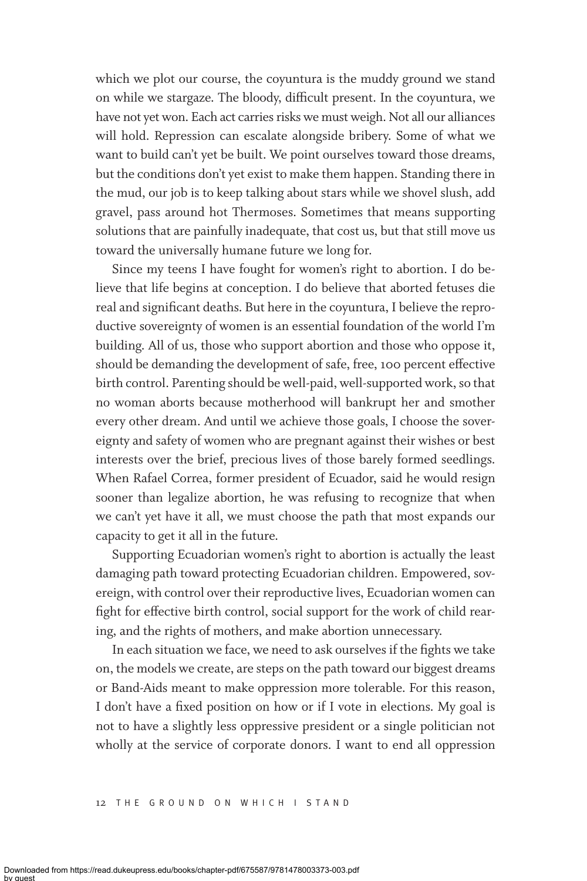which we plot our course, the coyuntura is the muddy ground we stand on while we stargaze. The bloody, difficult present. In the coyuntura, we have not yet won. Each act carries risks we must weigh. Not all our alliances will hold. Repression can escalate alongside bribery. Some of what we want to build can't yet be built. We point ourselves toward those dreams, but the conditions don't yet exist to make them happen. Standing there in the mud, our job is to keep talking about stars while we shovel slush, add gravel, pass around hot Thermoses. Sometimes that means supporting solutions that are painfully inadequate, that cost us, but that still move us toward the universally humane future we long for.

Since my teens I have fought for women's right to abortion. I do believe that life begins at conception. I do believe that aborted fetuses die real and significant deaths. But here in the coyuntura, I believe the reproductive sovereignty of women is an essential foundation of the world I'm building. All of us, those who support abortion and those who oppose it, should be demanding the development of safe, free, 100 percent effective birth control. Parenting should be well-paid, well-supported work, so that no woman aborts because motherhood will bankrupt her and smother every other dream. And until we achieve those goals, I choose the sovereignty and safety of women who are pregnant against their wishes or best interests over the brief, precious lives of those barely formed seedlings. When Rafael Correa, former president of Ecuador, said he would resign sooner than legalize abortion, he was refusing to recognize that when we can't yet have it all, we must choose the path that most expands our capacity to get it all in the future.

Supporting Ecuadorian women's right to abortion is actually the least damaging path toward protecting Ecuadorian children. Empowered, sovereign, with control over their reproductive lives, Ecuadorian women can fight for effective birth control, social support for the work of child rearing, and the rights of mothers, and make abortion unnecessary.

In each situation we face, we need to ask ourselves if the fights we take on, the models we create, are steps on the path toward our biggest dreams or Band-Aids meant to make oppression more tolerable. For this reason, I don't have a fixed position on how or if I vote in elections. My goal is not to have a slightly less oppressive president or a single politician not wholly at the service of corporate donors. I want to end all oppression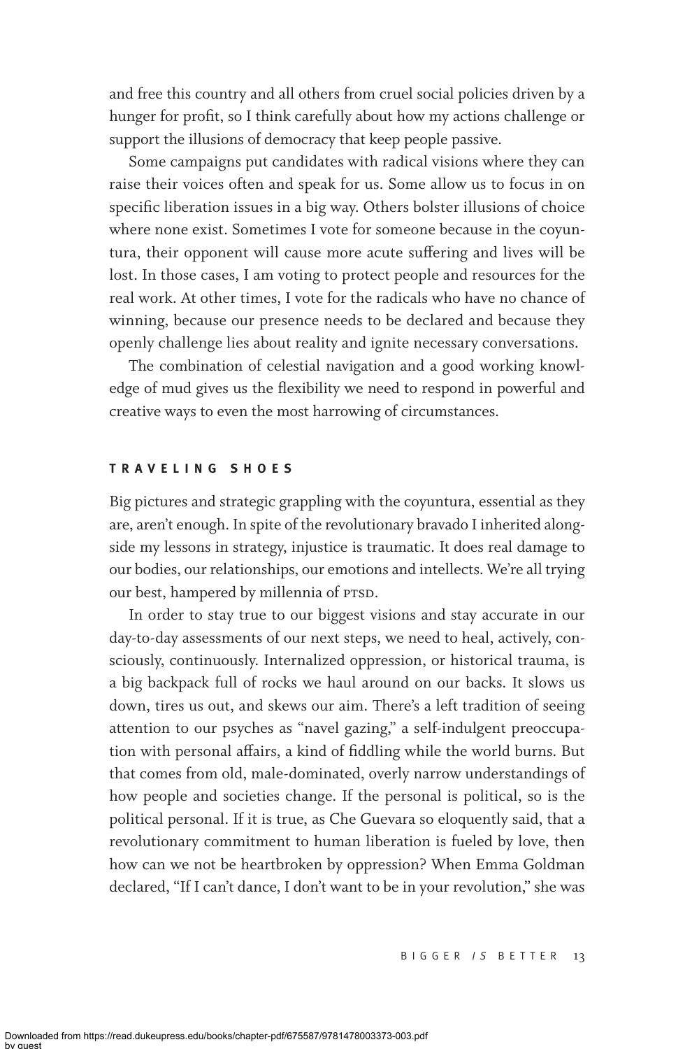and free this country and all others from cruel social policies driven by a hunger for profit, so I think carefully about how my actions challenge or support the illusions of democracy that keep people passive.

Some campaigns put candidates with radical visions where they can raise their voices often and speak for us. Some allow us to focus in on specific liberation issues in a big way. Others bolster illusions of choice where none exist. Sometimes I vote for someone because in the coyuntura, their opponent will cause more acute suffering and lives will be lost. In those cases, I am voting to protect people and resources for the real work. At other times, I vote for the radicals who have no chance of winning, because our presence needs to be declared and because they openly challenge lies about reality and ignite necessary conversations.

The combination of celestial navigation and a good working knowledge of mud gives us the flexibility we need to respond in powerful and creative ways to even the most harrowing of circumstances.

## TRAVELING SHOES

Big pictures and strategic grappling with the coyuntura, essential as they are, aren't enough. In spite of the revolutionary bravado I inherited alongside my lessons in strategy, injustice is traumatic. It does real damage to our bodies, our relationships, our emotions and intellects. We're all trying our best, hampered by millennia of PTSD.

In order to stay true to our biggest visions and stay accurate in our day-to-day assessments of our next steps, we need to heal, actively, consciously, continuously. Internalized oppression, or historical trauma, is a big backpack full of rocks we haul around on our backs. It slows us down, tires us out, and skews our aim. There's a left tradition of seeing attention to our psyches as "navel gazing," a self-indulgent preoccupation with personal affairs, a kind of fiddling while the world burns. But that comes from old, male-dominated, overly narrow understandings of how people and societies change. If the personal is political, so is the political personal. If it is true, as Che Guevara so eloquently said, that a revolutionary commitment to human liberation is fueled by love, then how can we not be heartbroken by oppression? When Emma Goldman declared, "If I can't dance, I don't want to be in your revolution," she was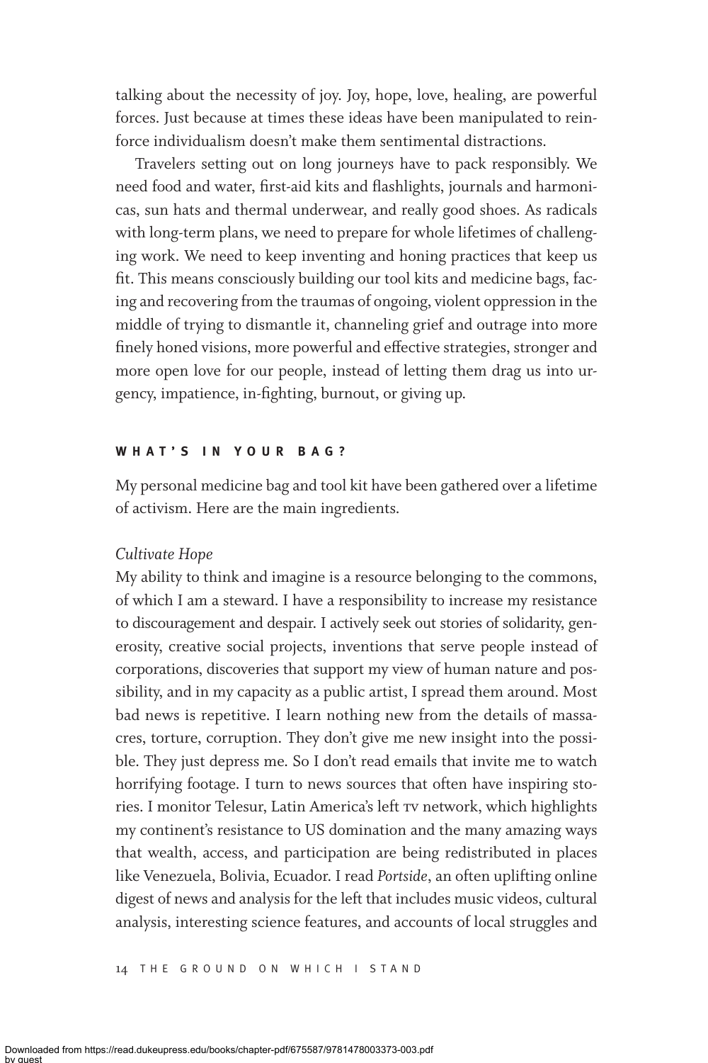talking about the necessity of joy. Joy, hope, love, healing, are powerful forces. Just because at times these ideas have been manipulated to reinforce individualism doesn't make them sentimental distractions.

Travelers setting out on long journeys have to pack responsibly. We need food and water, first-aid kits and flashlights, journals and harmonicas, sun hats and thermal underwear, and really good shoes. As radicals with long-term plans, we need to prepare for whole lifetimes of challenging work. We need to keep inventing and honing practices that keep us fit. This means consciously building our tool kits and medicine bags, facing and recovering from the traumas of ongoing, violent oppression in the middle of trying to dismantle it, channeling grief and outrage into more finely honed visions, more powerful and effective strategies, stronger and more open love for our people, instead of letting them drag us into urgency, impatience, in-fighting, burnout, or giving up.

## WHAT'S IN YOUR BAG?

My personal medicine bag and tool kit have been gathered over a lifetime of activism. Here are the main ingredients.

### *Cultivate Hope*

My ability to think and imagine is a resource belonging to the commons, of which I am a steward. I have a responsibility to increase my resistance to discouragement and despair. I actively seek out stories of solidarity, generosity, creative social projects, inventions that serve people instead of corporations, discoveries that support my view of human nature and possibility, and in my capacity as a public artist, I spread them around. Most bad news is repetitive. I learn nothing new from the details of massacres, torture, corruption. They don't give me new insight into the possible. They just depress me. So I don't read emails that invite me to watch horrifying footage. I turn to news sources that often have inspiring stories. I monitor Telesur, Latin America's left TV network, which highlights my continent's resistance to US domination and the many amazing ways that wealth, access, and participation are being redistributed in places like Venezuela, Bolivia, Ecuador. I read *Portside*, an often uplifting online digest of news and analysis for the left that includes music videos, cultural analysis, interesting science features, and accounts of local struggles and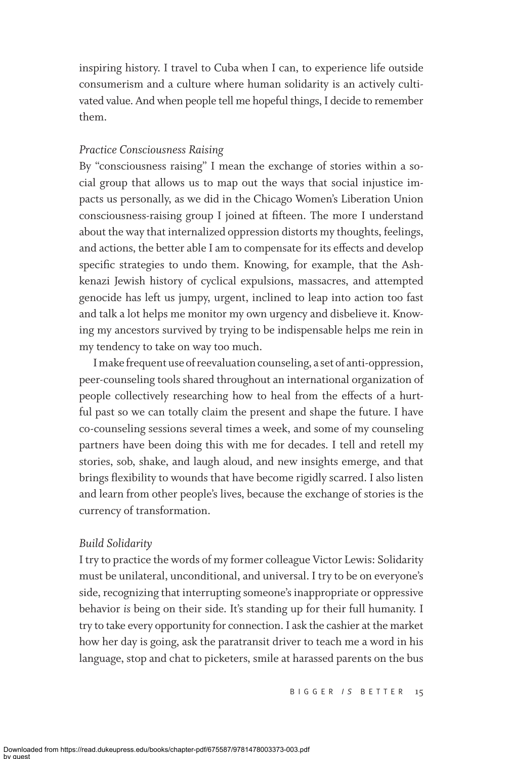inspiring history. I travel to Cuba when I can, to experience life outside consumerism and a culture where human solidarity is an actively cultivated value. And when people tell me hopeful things, I decide to remember them.

*Practice Consciousness Raising*

By "consciousness raising" I mean the exchange of stories within a social group that allows us to map out the ways that social injustice impacts us personally, as we did in the Chicago Women's Liberation Union consciousness-raising group I joined at fifteen. The more I understand about the way that internalized oppression distorts my thoughts, feelings, and actions, the better able I am to compensate for its effects and develop specific strategies to undo them. Knowing, for example, that the Ashkenazi Jewish history of cyclical expulsions, massacres, and attempted genocide has left us jumpy, urgent, inclined to leap into action too fast and talk a lot helps me monitor my own urgency and disbelieve it. Knowing my ancestors survived by trying to be indispensable helps me rein in my tendency to take on way too much.

I make frequent use of reevaluation counseling, a set of anti-oppression, peer-counseling tools shared throughout an international organization of people collectively researching how to heal from the effects of a hurtful past so we can totally claim the present and shape the future. I have co-counseling sessions several times a week, and some of my counseling partners have been doing this with me for decades. I tell and retell my stories, sob, shake, and laugh aloud, and new insights emerge, and that brings flexibility to wounds that have become rigidly scarred. I also listen and learn from other people's lives, because the exchange of stories is the currency of transformation.

*Build Solidarity*

I try to practice the words of my former colleague Victor Lewis: Solidarity must be unilateral, unconditional, and universal. I try to be on everyone's side, recognizing that interrupting someone's inappropriate or oppressive behavior *is* being on their side. It's standing up for their full humanity. I try to take every opportunity for connection. I ask the cashier at the market how her day is going, ask the paratransit driver to teach me a word in his language, stop and chat to picketers, smile at harassed parents on the bus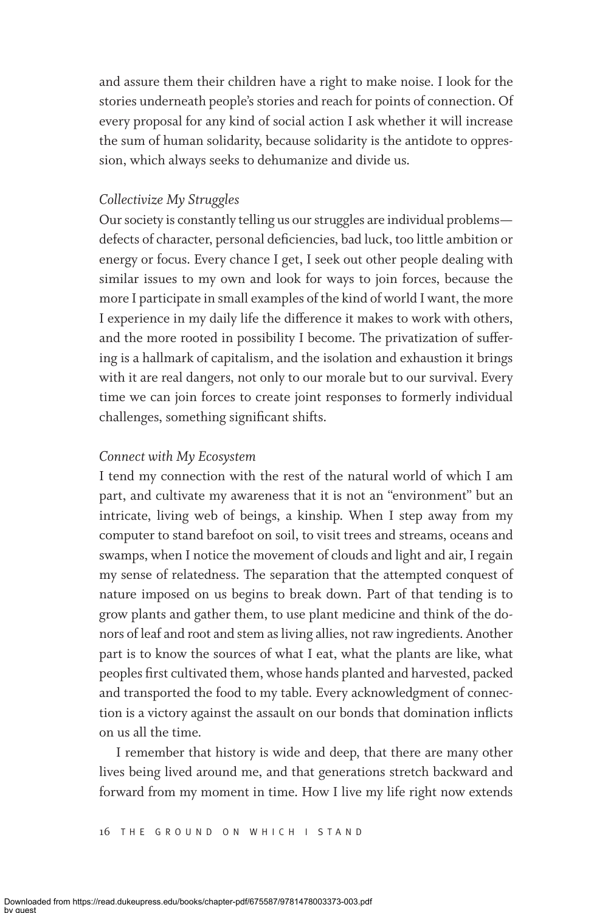and assure them their children have a right to make noise. I look for the stories underneath people's stories and reach for points of connection. Of every proposal for any kind of social action I ask whether it will increase the sum of human solidarity, because solidarity is the antidote to oppression, which always seeks to dehumanize and divide us.

*Collectivize My Struggles*

Our society is constantly telling us our struggles are individual problems—defects of character, personal deficiencies, bad luck, too little ambition or energy or focus. Every chance I get, I seek out other people dealing with similar issues to my own and look for ways to join forces, because the more I participate in small examples of the kind of world I want, the more I experience in my daily life the difference it makes to work with others, and the more rooted in possibility I become. The privatization of suffering is a hallmark of capitalism, and the isolation and exhaustion it brings with it are real dangers, not only to our morale but to our survival. Every time we can join forces to create joint responses to formerly individual challenges, something significant shifts.

*Connect with My Ecosystem*

I tend my connection with the rest of the natural world of which I am part, and cultivate my awareness that it is not an "environment" but an intricate, living web of beings, a kinship. When I step away from my computer to stand barefoot on soil, to visit trees and streams, oceans and swamps, when I notice the movement of clouds and light and air, I regain my sense of relatedness. The separation that the attempted conquest of nature imposed on us begins to break down. Part of that tending is to grow plants and gather them, to use plant medicine and think of the donors of leaf and root and stem as living allies, not raw ingredients. Another part is to know the sources of what I eat, what the plants are like, what peoples first cultivated them, whose hands planted and harvested, packed and transported the food to my table. Every acknowledgment of connection is a victory against the assault on our bonds that domination inflicts on us all the time.

I remember that history is wide and deep, that there are many other lives being lived around me, and that generations stretch backward and forward from my moment in time. How I live my life right now extends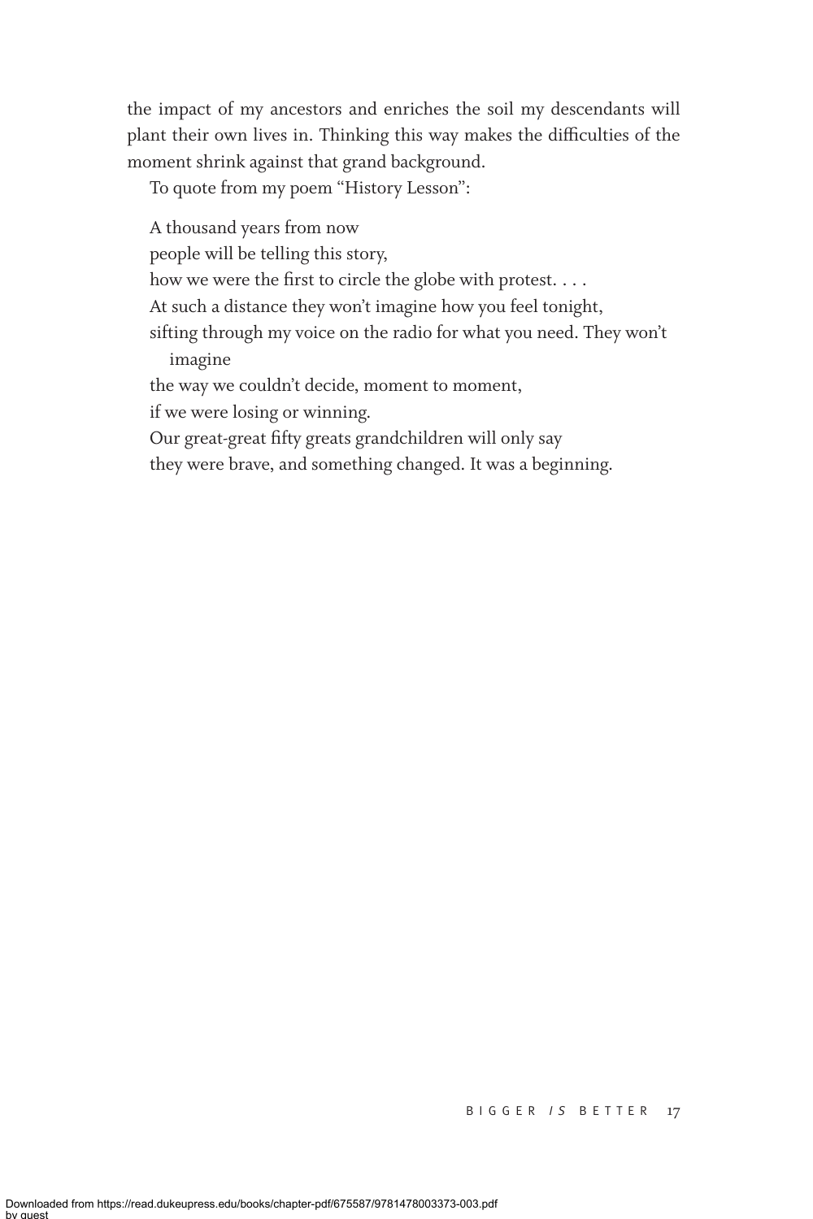the impact of my ancestors and enriches the soil my descendants will plant their own lives in. Thinking this way makes the difficulties of the moment shrink against that grand background.

To quote from my poem "History Lesson":

> A thousand years from now
> people will be telling this story,
> how we were the first to circle the globe with protest. . . .
> At such a distance they won't imagine how you feel tonight,
> sifting through my voice on the radio for what you need. They won't imagine
> the way we couldn't decide, moment to moment,
> if we were losing or winning.
> Our great-great fifty greats grandchildren will only say
> they were brave, and something changed. It was a beginning.